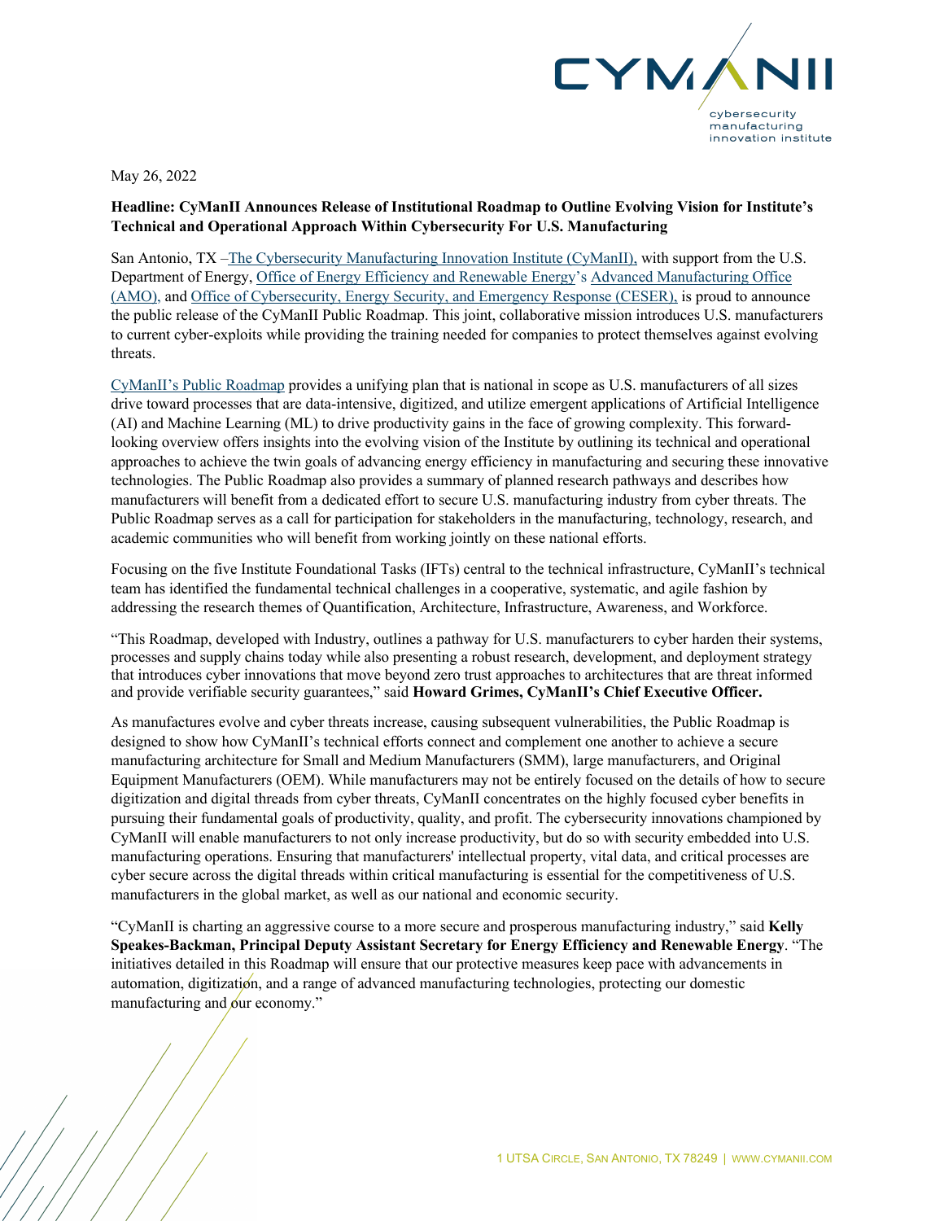CYMANII

cybersecurity manufacturing innovation institute

May 26, 2022

**Headline: CyManII Announces Release of Institutional Roadmap to Outline Evolving Vision for Institute's Technical and Operational Approach Within Cybersecurity For U.S. Manufacturing**

San Antonio, TX –The Cybersecurity Manufacturing Innovation Institute (CyManII), with support from the U.S. Department of Energy, Office of Energy Efficiency and Renewable Energy's Advanced Manufacturing Office (AMO), and Office of Cybersecurity, Energy Security, and Emergency Response (CESER), is proud to announce the public release of the CyManII Public Roadmap. This joint, collaborative mission introduces U.S. manufacturers to current cyber-exploits while providing the training needed for companies to protect themselves against evolving threats.

CyManII's Public Roadmap provides a unifying plan that is national in scope as U.S. manufacturers of all sizes drive toward processes that are data-intensive, digitized, and utilize emergent applications of Artificial Intelligence (AI) and Machine Learning (ML) to drive productivity gains in the face of growing complexity. This forward-looking overview offers insights into the evolving vision of the Institute by outlining its technical and operational approaches to achieve the twin goals of advancing energy efficiency in manufacturing and securing these innovative technologies. The Public Roadmap also provides a summary of planned research pathways and describes how manufacturers will benefit from a dedicated effort to secure U.S. manufacturing industry from cyber threats. The Public Roadmap serves as a call for participation for stakeholders in the manufacturing, technology, research, and academic communities who will benefit from working jointly on these national efforts.

Focusing on the five Institute Foundational Tasks (IFTs) central to the technical infrastructure, CyManII's technical team has identified the fundamental technical challenges in a cooperative, systematic, and agile fashion by addressing the research themes of Quantification, Architecture, Infrastructure, Awareness, and Workforce.

"This Roadmap, developed with Industry, outlines a pathway for U.S. manufacturers to cyber harden their systems, processes and supply chains today while also presenting a robust research, development, and deployment strategy that introduces cyber innovations that move beyond zero trust approaches to architectures that are threat informed and provide verifiable security guarantees," said **Howard Grimes, CyManII's Chief Executive Officer.**

As manufactures evolve and cyber threats increase, causing subsequent vulnerabilities, the Public Roadmap is designed to show how CyManII's technical efforts connect and complement one another to achieve a secure manufacturing architecture for Small and Medium Manufacturers (SMM), large manufacturers, and Original Equipment Manufacturers (OEM). While manufacturers may not be entirely focused on the details of how to secure digitization and digital threads from cyber threats, CyManII concentrates on the highly focused cyber benefits in pursuing their fundamental goals of productivity, quality, and profit. The cybersecurity innovations championed by CyManII will enable manufacturers to not only increase productivity, but do so with security embedded into U.S. manufacturing operations. Ensuring that manufacturers' intellectual property, vital data, and critical processes are cyber secure across the digital threads within critical manufacturing is essential for the competitiveness of U.S. manufacturers in the global market, as well as our national and economic security.

"CyManII is charting an aggressive course to a more secure and prosperous manufacturing industry," said **Kelly Speakes-Backman, Principal Deputy Assistant Secretary for Energy Efficiency and Renewable Energy**. "The initiatives detailed in this Roadmap will ensure that our protective measures keep pace with advancements in automation, digitization, and a range of advanced manufacturing technologies, protecting our domestic manufacturing and our economy."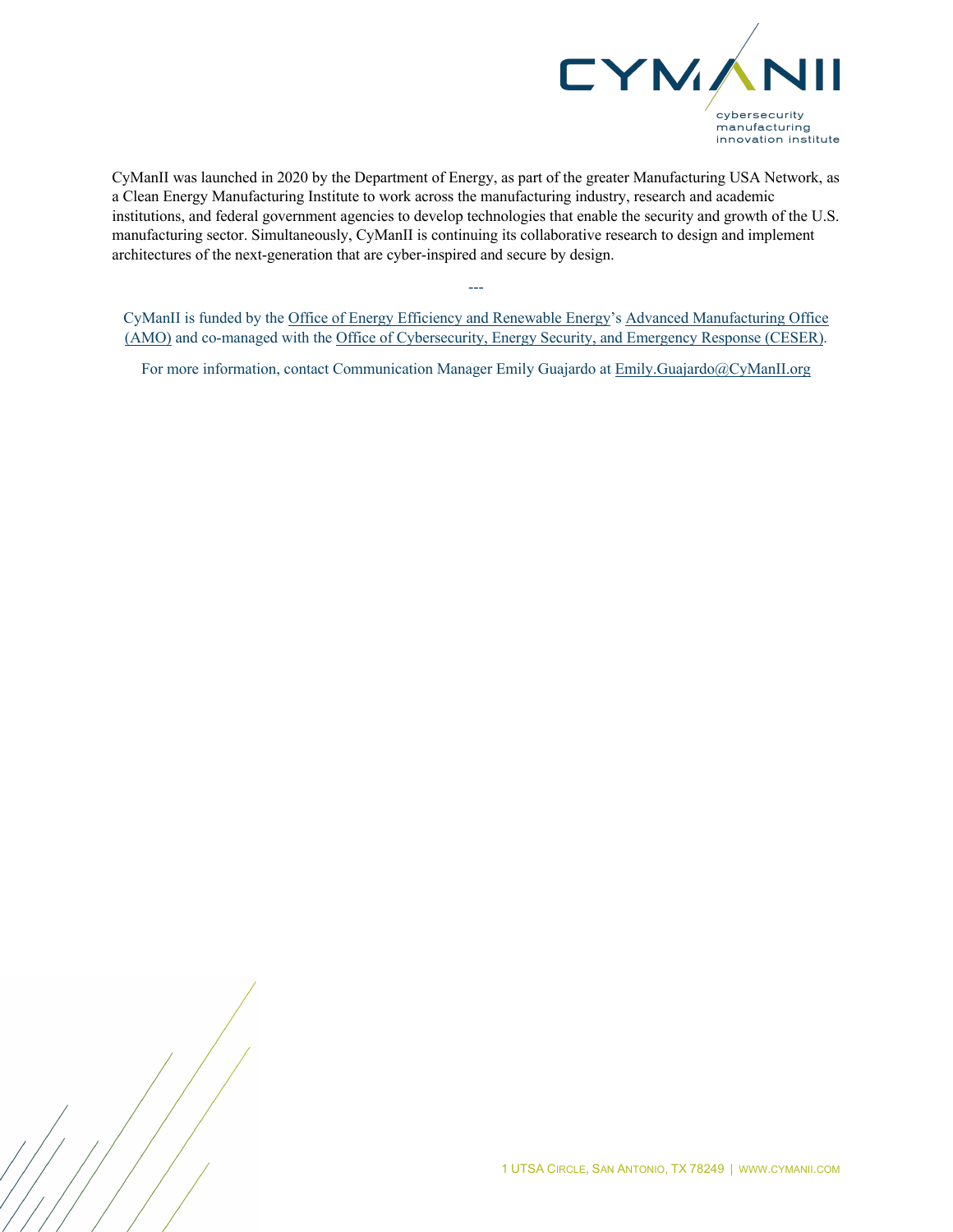CyManII was launched in 2020 by the Department of Energy, as part of the greater Manufacturing USA Network, as a Clean Energy Manufacturing Institute to work across the manufacturing industry, research and academic institutions, and federal government agencies to develop technologies that enable the security and growth of the U.S. manufacturing sector. Simultaneously, CyManII is continuing its collaborative research to design and implement architectures of the next-generation that are cyber-inspired and secure by design.

---

CyManII is funded by the Office of Energy Efficiency and Renewable Energy's Advanced Manufacturing Office (AMO) and co-managed with the Office of Cybersecurity, Energy Security, and Emergency Response (CESER).

For more information, contact Communication Manager Emily Guajardo at Emily.Guajardo@CyManII.org